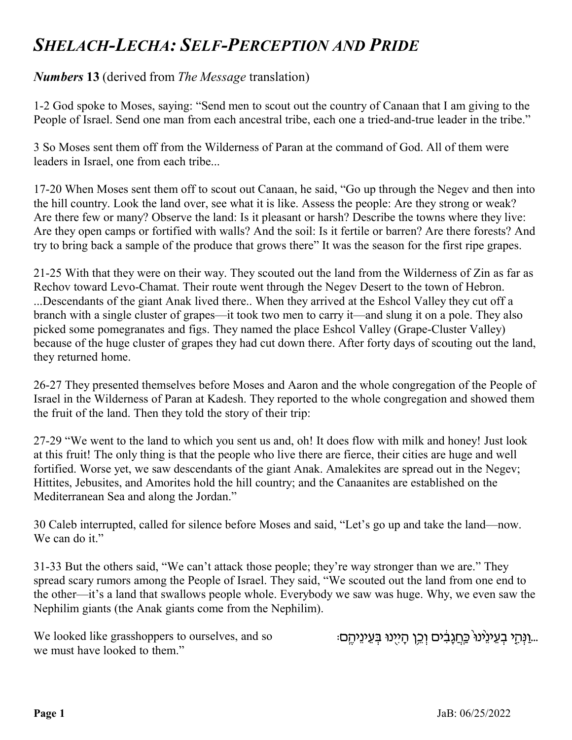# *SHELACH-LECHA: SELF-PERCEPTION AND PRIDE*

***Numbers* 13** (derived from *The Message* translation)

1-2 God spoke to Moses, saying: "Send men to scout out the country of Canaan that I am giving to the People of Israel. Send one man from each ancestral tribe, each one a tried-and-true leader in the tribe."

3 So Moses sent them off from the Wilderness of Paran at the command of God. All of them were leaders in Israel, one from each tribe...

17-20 When Moses sent them off to scout out Canaan, he said, "Go up through the Negev and then into the hill country. Look the land over, see what it is like. Assess the people: Are they strong or weak? Are there few or many? Observe the land: Is it pleasant or harsh? Describe the towns where they live: Are they open camps or fortified with walls? And the soil: Is it fertile or barren? Are there forests? And try to bring back a sample of the produce that grows there" It was the season for the first ripe grapes.

21-25 With that they were on their way. They scouted out the land from the Wilderness of Zin as far as Rechov toward Levo-Chamat. Their route went through the Negev Desert to the town of Hebron. ...Descendants of the giant Anak lived there.. When they arrived at the Eshcol Valley they cut off a branch with a single cluster of grapes—it took two men to carry it—and slung it on a pole. They also picked some pomegranates and figs. They named the place Eshcol Valley (Grape-Cluster Valley) because of the huge cluster of grapes they had cut down there. After forty days of scouting out the land, they returned home.

26-27 They presented themselves before Moses and Aaron and the whole congregation of the People of Israel in the Wilderness of Paran at Kadesh. They reported to the whole congregation and showed them the fruit of the land. Then they told the story of their trip:

27-29 "We went to the land to which you sent us and, oh! It does flow with milk and honey! Just look at this fruit! The only thing is that the people who live there are fierce, their cities are huge and well fortified. Worse yet, we saw descendants of the giant Anak. Amalekites are spread out in the Negev; Hittites, Jebusites, and Amorites hold the hill country; and the Canaanites are established on the Mediterranean Sea and along the Jordan."

30 Caleb interrupted, called for silence before Moses and said, "Let's go up and take the land—now. We can do it."

31-33 But the others said, "We can't attack those people; they're way stronger than we are." They spread scary rumors among the People of Israel. They said, "We scouted out the land from one end to the other—it's a land that swallows people whole. Everybody we saw was huge. Why, we even saw the Nephilim giants (the Anak giants come from the Nephilim).

We looked like grasshoppers to ourselves, and so we must have looked to them."

...וַנְּהִ֤י בְעֵינֵ֙ינוּ֙ כַּחֲגָבִ֔ים וְכֵ֥ן הָיִ֖ינוּ בְּעֵינֵיהֶֽם׃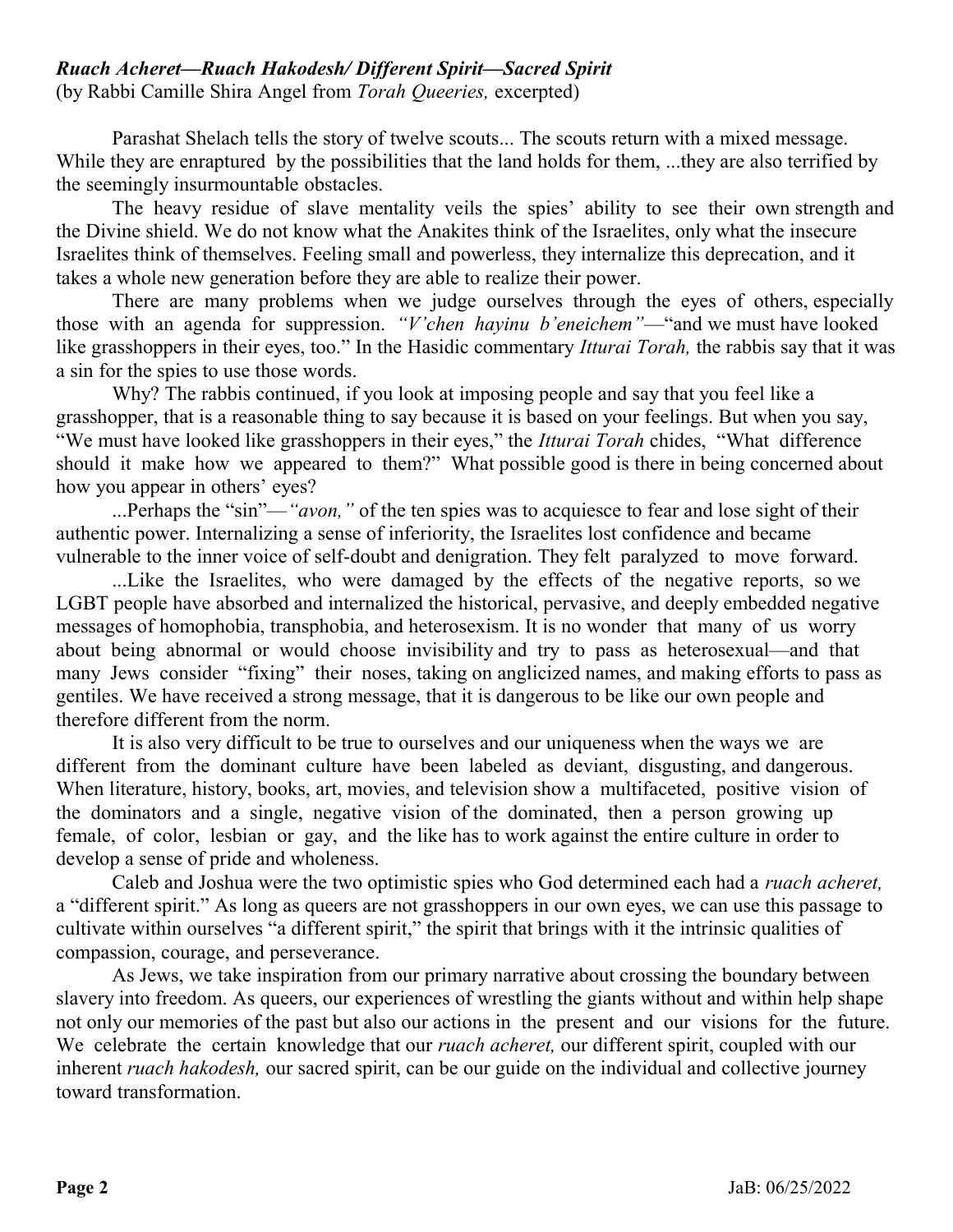***Ruach Acheret—Ruach Hakodesh/ Different Spirit—Sacred Spirit***

(by Rabbi Camille Shira Angel from *Torah Queeries,* excerpted)

Parashat Shelach tells the story of twelve scouts... The scouts return with a mixed message. While they are enraptured by the possibilities that the land holds for them, ...they are also terrified by the seemingly insurmountable obstacles.

The heavy residue of slave mentality veils the spies' ability to see their own strength and the Divine shield. We do not know what the Anakites think of the Israelites, only what the insecure Israelites think of themselves. Feeling small and powerless, they internalize this deprecation, and it takes a whole new generation before they are able to realize their power.

There are many problems when we judge ourselves through the eyes of others, especially those with an agenda for suppression. *"V'chen hayinu b'eneichem"*—"and we must have looked like grasshoppers in their eyes, too." In the Hasidic commentary *Itturai Torah,* the rabbis say that it was a sin for the spies to use those words.

Why? The rabbis continued, if you look at imposing people and say that you feel like a grasshopper, that is a reasonable thing to say because it is based on your feelings. But when you say, "We must have looked like grasshoppers in their eyes," the *Itturai Torah* chides, "What difference should it make how we appeared to them?" What possible good is there in being concerned about how you appear in others' eyes?

...Perhaps the "sin"—*"avon,"* of the ten spies was to acquiesce to fear and lose sight of their authentic power. Internalizing a sense of inferiority, the Israelites lost confidence and became vulnerable to the inner voice of self-doubt and denigration. They felt paralyzed to move forward.

...Like the Israelites, who were damaged by the effects of the negative reports, so we LGBT people have absorbed and internalized the historical, pervasive, and deeply embedded negative messages of homophobia, transphobia, and heterosexism. It is no wonder that many of us worry about being abnormal or would choose invisibility and try to pass as heterosexual—and that many Jews consider "fixing" their noses, taking on anglicized names, and making efforts to pass as gentiles. We have received a strong message, that it is dangerous to be like our own people and therefore different from the norm.

It is also very difficult to be true to ourselves and our uniqueness when the ways we are different from the dominant culture have been labeled as deviant, disgusting, and dangerous. When literature, history, books, art, movies, and television show a multifaceted, positive vision of the dominators and a single, negative vision of the dominated, then a person growing up female, of color, lesbian or gay, and the like has to work against the entire culture in order to develop a sense of pride and wholeness.

Caleb and Joshua were the two optimistic spies who God determined each had a *ruach acheret,* a "different spirit." As long as queers are not grasshoppers in our own eyes, we can use this passage to cultivate within ourselves "a different spirit," the spirit that brings with it the intrinsic qualities of compassion, courage, and perseverance.

As Jews, we take inspiration from our primary narrative about crossing the boundary between slavery into freedom. As queers, our experiences of wrestling the giants without and within help shape not only our memories of the past but also our actions in the present and our visions for the future. We celebrate the certain knowledge that our *ruach acheret,* our different spirit, coupled with our inherent *ruach hakodesh,* our sacred spirit, can be our guide on the individual and collective journey toward transformation.